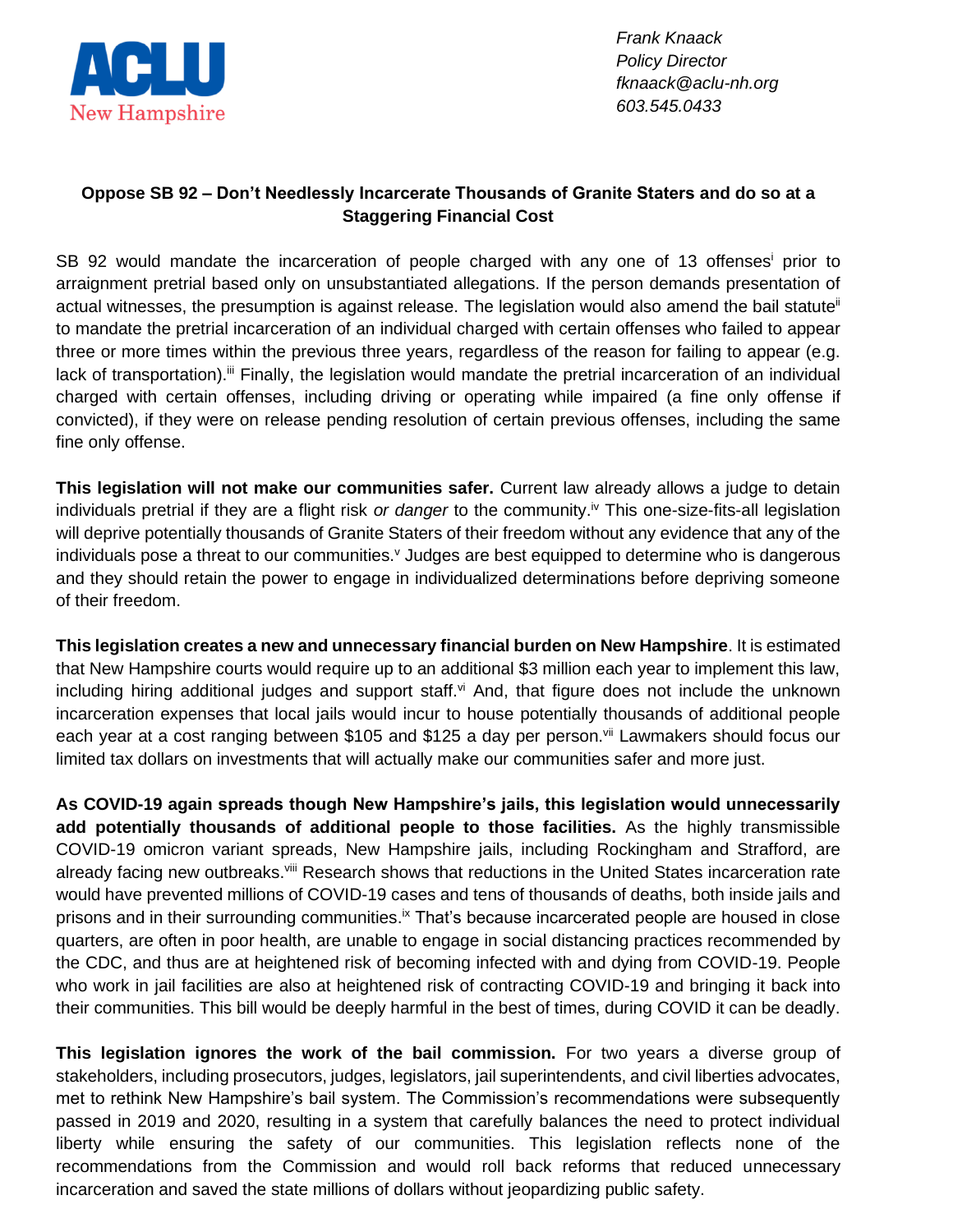ACLU New Hampshire

*Frank Knaack*
*Policy Director*
*fknaack@aclu-nh.org*
*603.545.0433*

**Oppose SB 92 – Don't Needlessly Incarcerate Thousands of Granite Staters and do so at a Staggering Financial Cost**

SB 92 would mandate the incarceration of people charged with any one of 13 offenses[i] prior to arraignment pretrial based only on unsubstantiated allegations. If the person demands presentation of actual witnesses, the presumption is against release. The legislation would also amend the bail statute[ii] to mandate the pretrial incarceration of an individual charged with certain offenses who failed to appear three or more times within the previous three years, regardless of the reason for failing to appear (e.g. lack of transportation).[iii] Finally, the legislation would mandate the pretrial incarceration of an individual charged with certain offenses, including driving or operating while impaired (a fine only offense if convicted), if they were on release pending resolution of certain previous offenses, including the same fine only offense.

**This legislation will not make our communities safer.** Current law already allows a judge to detain individuals pretrial if they are a flight risk *or danger* to the community.[iv] This one-size-fits-all legislation will deprive potentially thousands of Granite Staters of their freedom without any evidence that any of the individuals pose a threat to our communities.[v] Judges are best equipped to determine who is dangerous and they should retain the power to engage in individualized determinations before depriving someone of their freedom.

**This legislation creates a new and unnecessary financial burden on New Hampshire**. It is estimated that New Hampshire courts would require up to an additional $3 million each year to implement this law, including hiring additional judges and support staff.[vi] And, that figure does not include the unknown incarceration expenses that local jails would incur to house potentially thousands of additional people each year at a cost ranging between $105 and $125 a day per person.[vii] Lawmakers should focus our limited tax dollars on investments that will actually make our communities safer and more just.

**As COVID-19 again spreads though New Hampshire's jails, this legislation would unnecessarily add potentially thousands of additional people to those facilities.** As the highly transmissible COVID-19 omicron variant spreads, New Hampshire jails, including Rockingham and Strafford, are already facing new outbreaks.[viii] Research shows that reductions in the United States incarceration rate would have prevented millions of COVID-19 cases and tens of thousands of deaths, both inside jails and prisons and in their surrounding communities.[ix] That's because incarcerated people are housed in close quarters, are often in poor health, are unable to engage in social distancing practices recommended by the CDC, and thus are at heightened risk of becoming infected with and dying from COVID-19. People who work in jail facilities are also at heightened risk of contracting COVID-19 and bringing it back into their communities. This bill would be deeply harmful in the best of times, during COVID it can be deadly.

**This legislation ignores the work of the bail commission.** For two years a diverse group of stakeholders, including prosecutors, judges, legislators, jail superintendents, and civil liberties advocates, met to rethink New Hampshire's bail system. The Commission's recommendations were subsequently passed in 2019 and 2020, resulting in a system that carefully balances the need to protect individual liberty while ensuring the safety of our communities. This legislation reflects none of the recommendations from the Commission and would roll back reforms that reduced unnecessary incarceration and saved the state millions of dollars without jeopardizing public safety.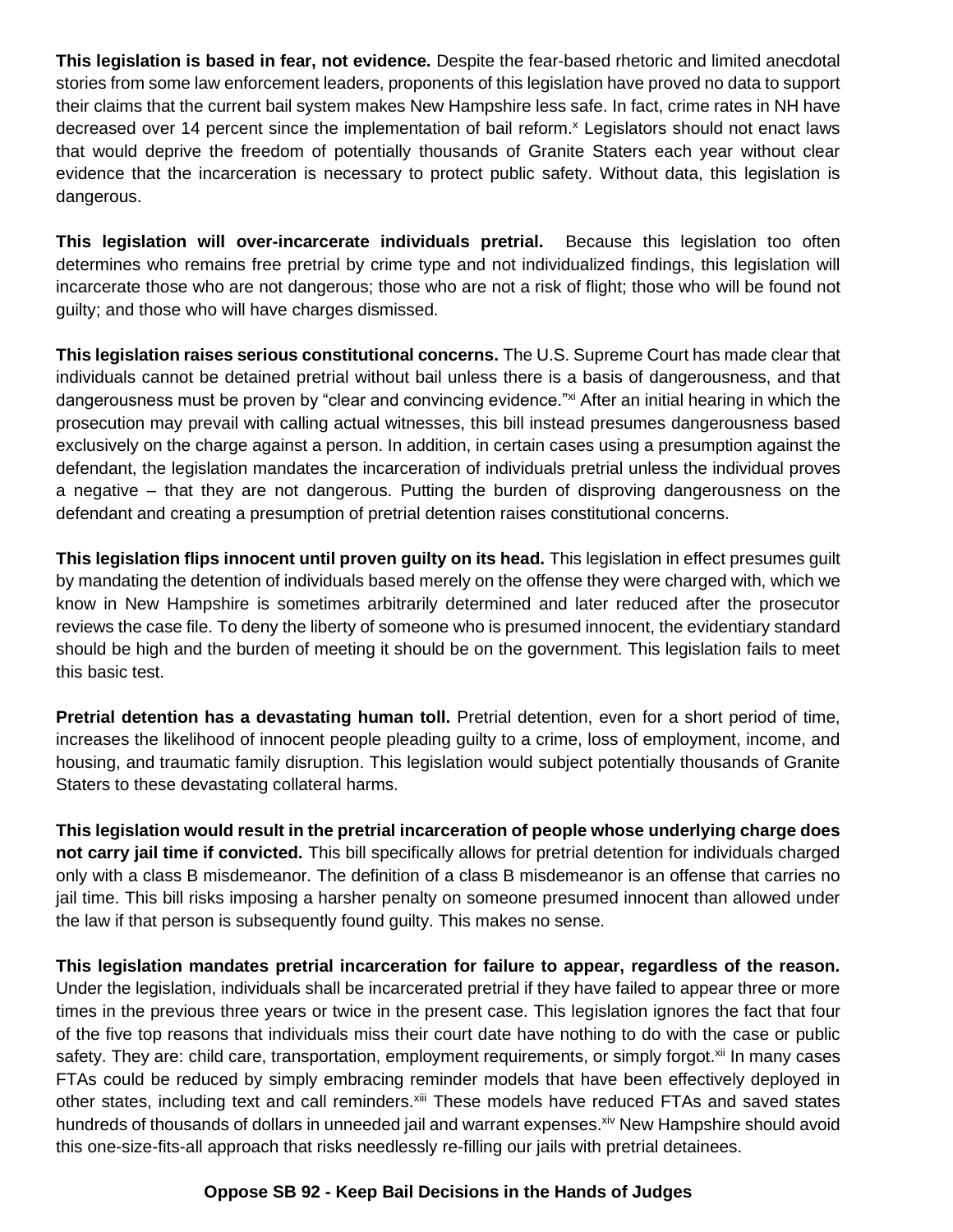**This legislation is based in fear, not evidence.** Despite the fear-based rhetoric and limited anecdotal stories from some law enforcement leaders, proponents of this legislation have proved no data to support their claims that the current bail system makes New Hampshire less safe. In fact, crime rates in NH have decreased over 14 percent since the implementation of bail reform.[x] Legislators should not enact laws that would deprive the freedom of potentially thousands of Granite Staters each year without clear evidence that the incarceration is necessary to protect public safety. Without data, this legislation is dangerous.

**This legislation will over-incarcerate individuals pretrial.** Because this legislation too often determines who remains free pretrial by crime type and not individualized findings, this legislation will incarcerate those who are not dangerous; those who are not a risk of flight; those who will be found not guilty; and those who will have charges dismissed.

**This legislation raises serious constitutional concerns.** The U.S. Supreme Court has made clear that individuals cannot be detained pretrial without bail unless there is a basis of dangerousness, and that dangerousness must be proven by "clear and convincing evidence."[xi] After an initial hearing in which the prosecution may prevail with calling actual witnesses, this bill instead presumes dangerousness based exclusively on the charge against a person. In addition, in certain cases using a presumption against the defendant, the legislation mandates the incarceration of individuals pretrial unless the individual proves a negative – that they are not dangerous. Putting the burden of disproving dangerousness on the defendant and creating a presumption of pretrial detention raises constitutional concerns.

**This legislation flips innocent until proven guilty on its head.** This legislation in effect presumes guilt by mandating the detention of individuals based merely on the offense they were charged with, which we know in New Hampshire is sometimes arbitrarily determined and later reduced after the prosecutor reviews the case file. To deny the liberty of someone who is presumed innocent, the evidentiary standard should be high and the burden of meeting it should be on the government. This legislation fails to meet this basic test.

**Pretrial detention has a devastating human toll.** Pretrial detention, even for a short period of time, increases the likelihood of innocent people pleading guilty to a crime, loss of employment, income, and housing, and traumatic family disruption. This legislation would subject potentially thousands of Granite Staters to these devastating collateral harms.

**This legislation would result in the pretrial incarceration of people whose underlying charge does not carry jail time if convicted.** This bill specifically allows for pretrial detention for individuals charged only with a class B misdemeanor. The definition of a class B misdemeanor is an offense that carries no jail time. This bill risks imposing a harsher penalty on someone presumed innocent than allowed under the law if that person is subsequently found guilty. This makes no sense.

**This legislation mandates pretrial incarceration for failure to appear, regardless of the reason.** Under the legislation, individuals shall be incarcerated pretrial if they have failed to appear three or more times in the previous three years or twice in the present case. This legislation ignores the fact that four of the five top reasons that individuals miss their court date have nothing to do with the case or public safety. They are: child care, transportation, employment requirements, or simply forgot.[xii] In many cases FTAs could be reduced by simply embracing reminder models that have been effectively deployed in other states, including text and call reminders.[xiii] These models have reduced FTAs and saved states hundreds of thousands of dollars in unneeded jail and warrant expenses.[xiv] New Hampshire should avoid this one-size-fits-all approach that risks needlessly re-filling our jails with pretrial detainees.

**Oppose SB 92 - Keep Bail Decisions in the Hands of Judges**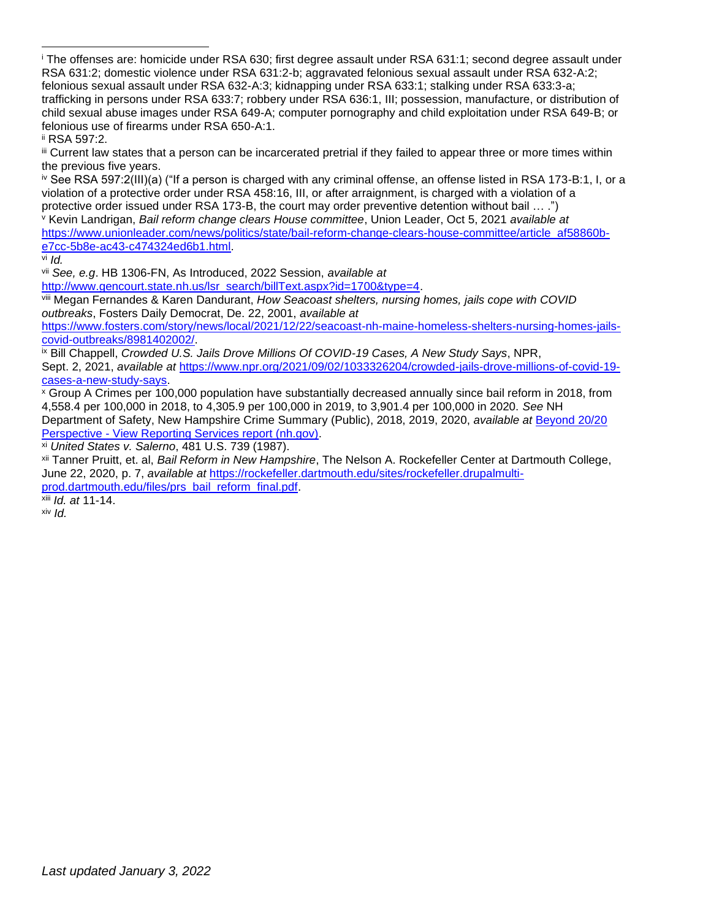[i] The offenses are: homicide under RSA 630; first degree assault under RSA 631:1; second degree assault under RSA 631:2; domestic violence under RSA 631:2-b; aggravated felonious sexual assault under RSA 632-A:2; felonious sexual assault under RSA 632-A:3; kidnapping under RSA 633:1; stalking under RSA 633:3-a; trafficking in persons under RSA 633:7; robbery under RSA 636:1, III; possession, manufacture, or distribution of child sexual abuse images under RSA 649-A; computer pornography and child exploitation under RSA 649-B; or felonious use of firearms under RSA 650-A:1.

[ii] RSA 597:2.

[iii] Current law states that a person can be incarcerated pretrial if they failed to appear three or more times within the previous five years.

[iv] See RSA 597:2(III)(a) ("If a person is charged with any criminal offense, an offense listed in RSA 173-B:1, I, or a violation of a protective order under RSA 458:16, III, or after arraignment, is charged with a violation of a protective order issued under RSA 173-B, the court may order preventive detention without bail … .")

[v] Kevin Landrigan, *Bail reform change clears House committee*, Union Leader, Oct 5, 2021 *available at* https://www.unionleader.com/news/politics/state/bail-reform-change-clears-house-committee/article_af58860b-e7cc-5b8e-ac43-c474324ed6b1.html.

[vi] *Id.*

[vii] *See, e.g*. HB 1306-FN, As Introduced, 2022 Session, *available at* http://www.gencourt.state.nh.us/lsr_search/billText.aspx?id=1700&type=4.

[viii] Megan Fernandes & Karen Dandurant, *How Seacoast shelters, nursing homes, jails cope with COVID outbreaks*, Fosters Daily Democrat, De. 22, 2001, *available at* https://www.fosters.com/story/news/local/2021/12/22/seacoast-nh-maine-homeless-shelters-nursing-homes-jails-covid-outbreaks/8981402002/.

[ix] Bill Chappell, *Crowded U.S. Jails Drove Millions Of COVID-19 Cases, A New Study Says*, NPR, Sept. 2, 2021, *available at* https://www.npr.org/2021/09/02/1033326204/crowded-jails-drove-millions-of-covid-19-cases-a-new-study-says.

[x] Group A Crimes per 100,000 population have substantially decreased annually since bail reform in 2018, from 4,558.4 per 100,000 in 2018, to 4,305.9 per 100,000 in 2019, to 3,901.4 per 100,000 in 2020. *See* NH Department of Safety, New Hampshire Crime Summary (Public), 2018, 2019, 2020, *available at* Beyond 20/20 Perspective - View Reporting Services report (nh.gov).

[xi] *United States v. Salerno*, 481 U.S. 739 (1987).

[xii] Tanner Pruitt, et. al, *Bail Reform in New Hampshire*, The Nelson A. Rockefeller Center at Dartmouth College, June 22, 2020, p. 7, *available at* https://rockefeller.dartmouth.edu/sites/rockefeller.drupalmulti-prod.dartmouth.edu/files/prs_bail_reform_final.pdf.

[xiii] *Id. at* 11-14.

[xiv] *Id.*

*Last updated January 3, 2022*